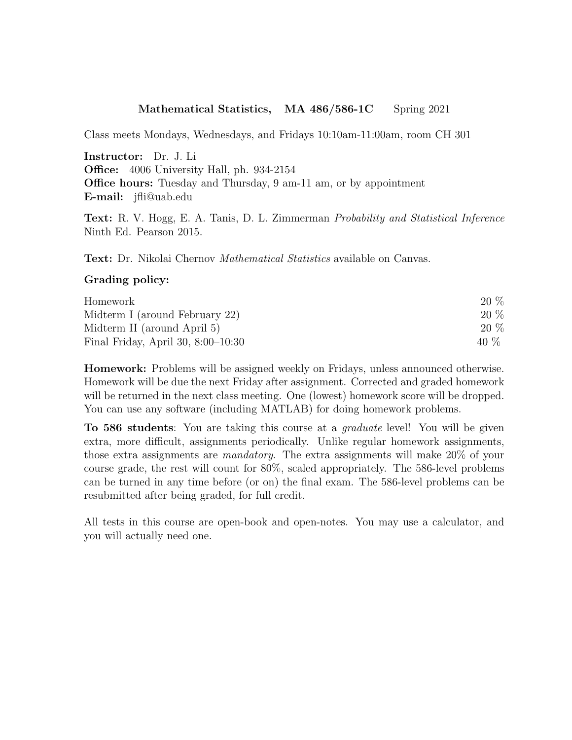# Mathematical Statistics, MA 486/586-1C Spring 2021

Class meets Mondays, Wednesdays, and Fridays 10:10am-11:00am, room CH 301

**Instructor:** Dr. J. Li
**Office:** 4006 University Hall, ph. 934-2154
**Office hours:** Tuesday and Thursday, 9 am-11 am, or by appointment
**E-mail:** jfli@uab.edu

**Text:** R. V. Hogg, E. A. Tanis, D. L. Zimmerman *Probability and Statistical Inference* Ninth Ed. Pearson 2015.

**Text:** Dr. Nikolai Chernov *Mathematical Statistics* available on Canvas.

**Grading policy:**

| | |
|---|---|
| Homework | 20 % |
| Midterm I (around February 22) | 20 % |
| Midterm II (around April 5) | 20 % |
| Final Friday, April 30, 8:00–10:30 | 40 % |

**Homework:** Problems will be assigned weekly on Fridays, unless announced otherwise. Homework will be due the next Friday after assignment. Corrected and graded homework will be returned in the next class meeting. One (lowest) homework score will be dropped. You can use any software (including MATLAB) for doing homework problems.

**To 586 students**: You are taking this course at a *graduate* level! You will be given extra, more difficult, assignments periodically. Unlike regular homework assignments, those extra assignments are *mandatory*. The extra assignments will make 20% of your course grade, the rest will count for 80%, scaled appropriately. The 586-level problems can be turned in any time before (or on) the final exam. The 586-level problems can be resubmitted after being graded, for full credit.

All tests in this course are open-book and open-notes. You may use a calculator, and you will actually need one.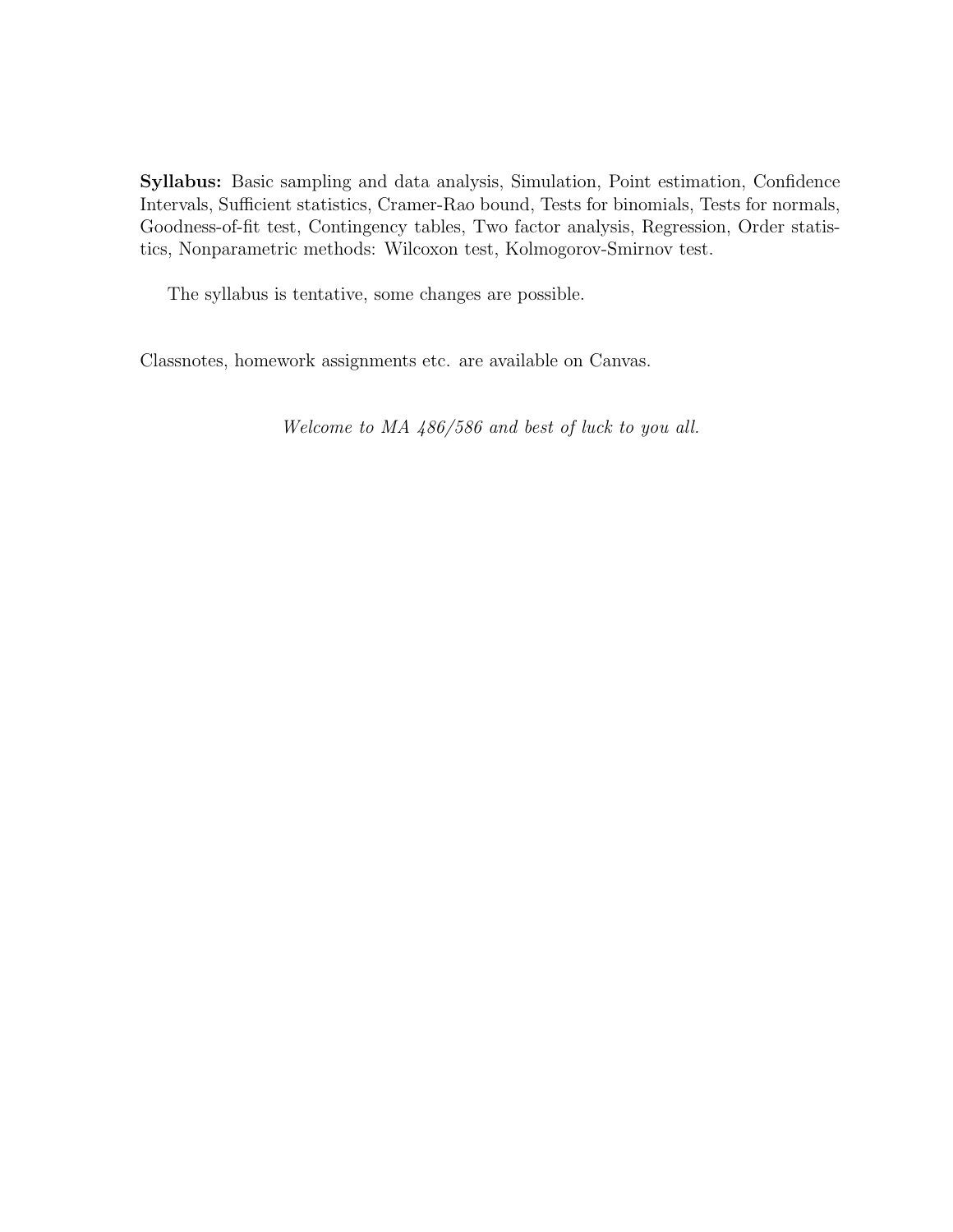**Syllabus:** Basic sampling and data analysis, Simulation, Point estimation, Confidence Intervals, Sufficient statistics, Cramer-Rao bound, Tests for binomials, Tests for normals, Goodness-of-fit test, Contingency tables, Two factor analysis, Regression, Order statistics, Nonparametric methods: Wilcoxon test, Kolmogorov-Smirnov test.

The syllabus is tentative, some changes are possible.

Classnotes, homework assignments etc. are available on Canvas.

*Welcome to MA 486/586 and best of luck to you all.*